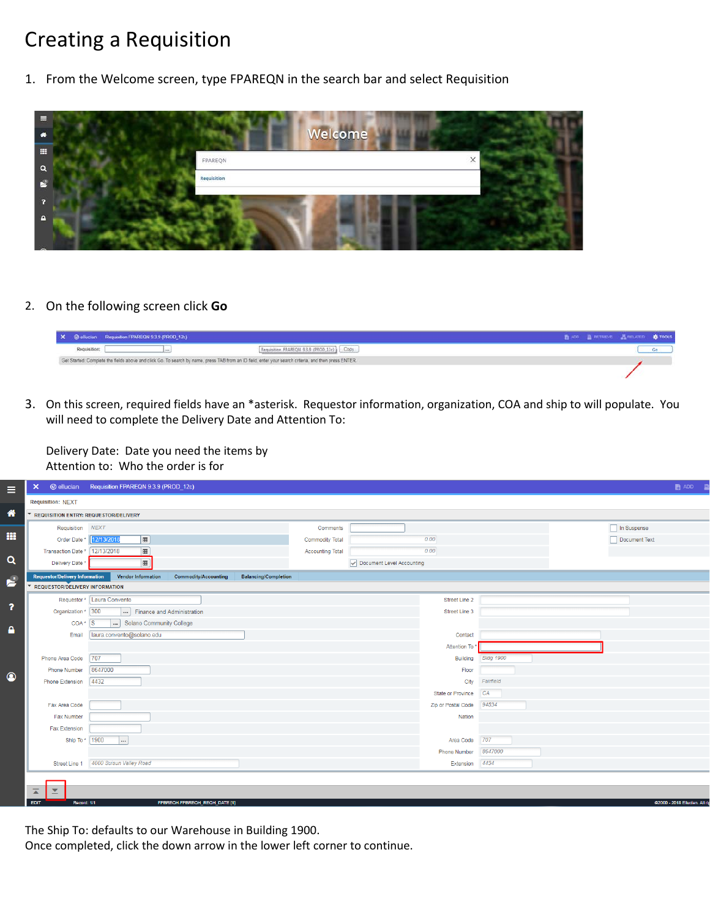# Creating a Requisition

1. From the Welcome screen, type FPAREQN in the search bar and select Requisition

2. On the following screen click **Go**

3. On this screen, required fields have an *asterisk. Requestor information, organization, COA and ship to will populate. You will need to complete the Delivery Date and Attention To:

   Delivery Date: Date you need the items by
   Attention to: Who the order is for

The Ship To: defaults to our Warehouse in Building 1900.
Once completed, click the down arrow in the lower left corner to continue.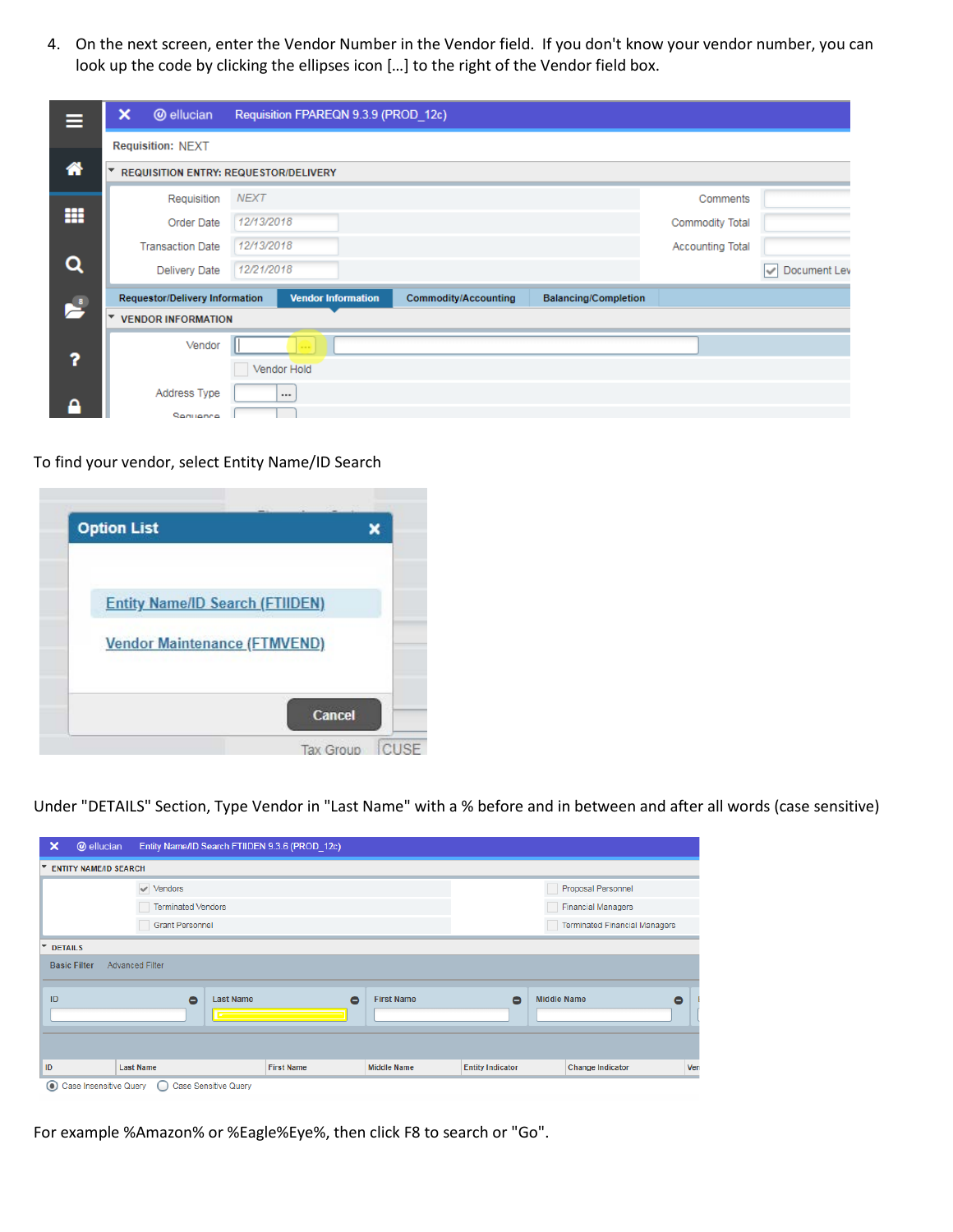4. On the next screen, enter the Vendor Number in the Vendor field. If you don't know your vendor number, you can look up the code by clicking the ellipses icon [...] to the right of the Vendor field box.

To find your vendor, select Entity Name/ID Search

Under "DETAILS" Section, Type Vendor in "Last Name" with a % before and in between and after all words (case sensitive)

For example %Amazon% or %Eagle%Eye%, then click F8 to search or "Go".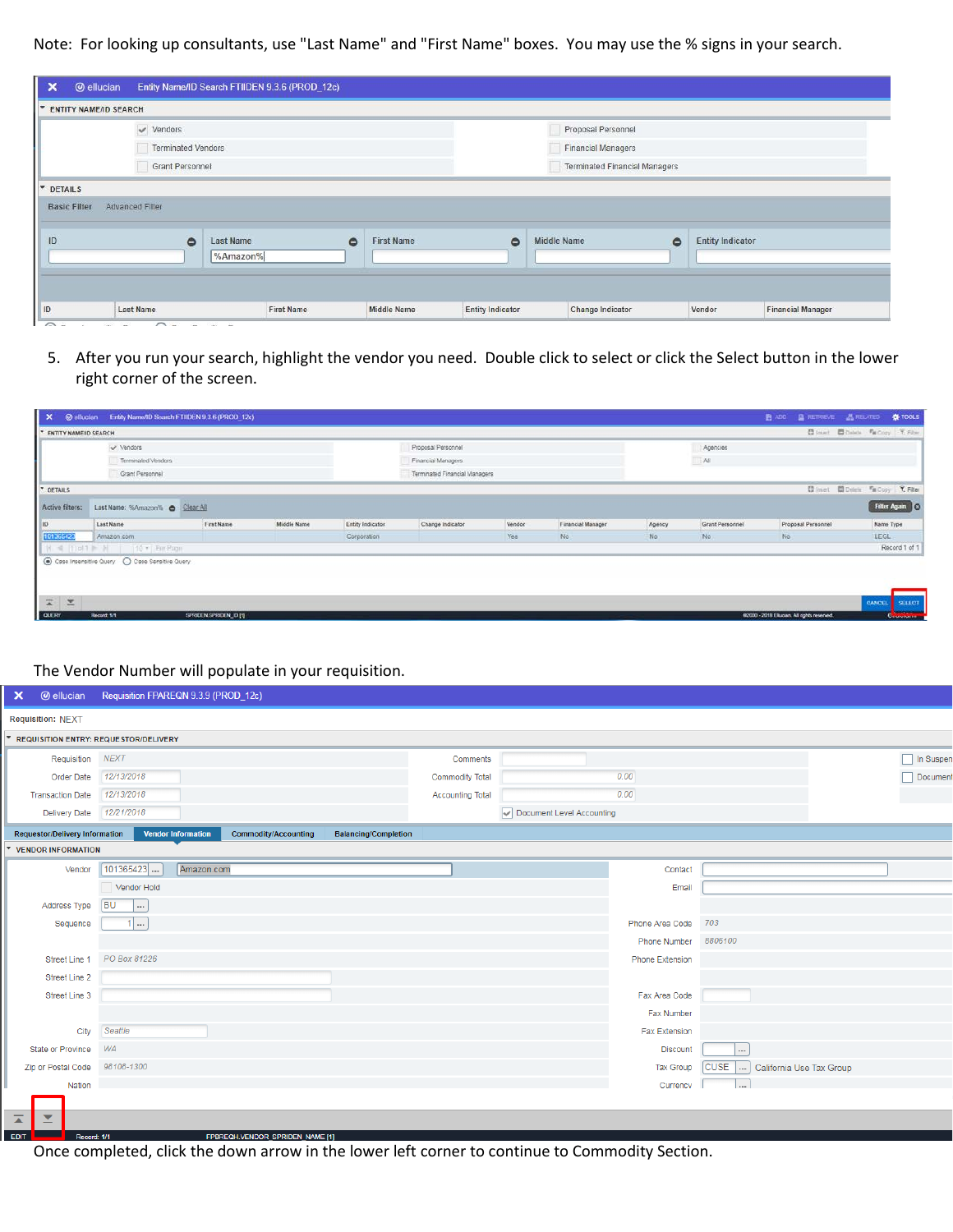Note: For looking up consultants, use "Last Name" and "First Name" boxes. You may use the % signs in your search.

5. After you run your search, highlight the vendor you need. Double click to select or click the Select button in the lower right corner of the screen.

The Vendor Number will populate in your requisition.

Once completed, click the down arrow in the lower left corner to continue to Commodity Section.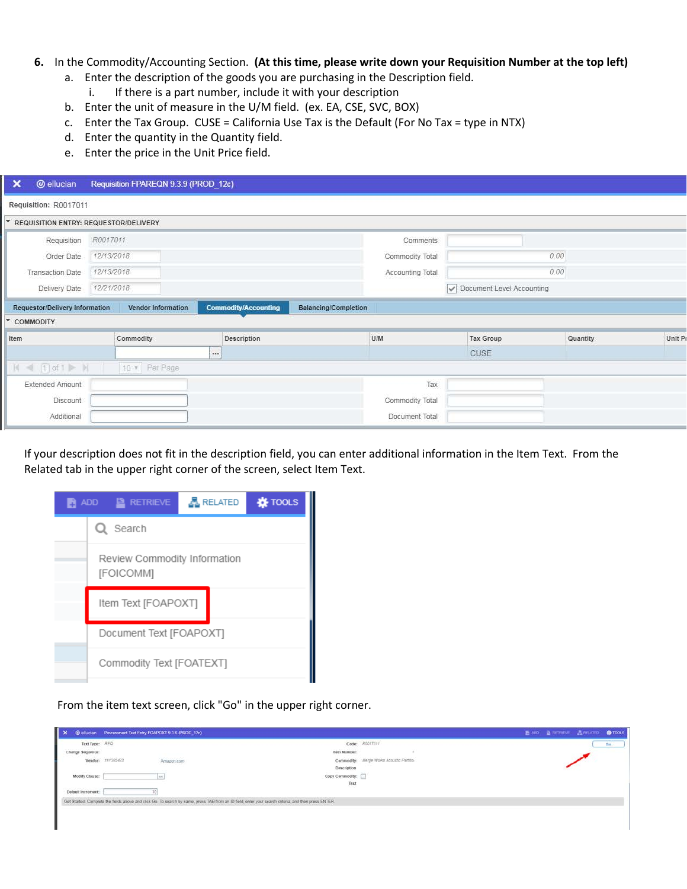6. In the Commodity/Accounting Section. **(At this time, please write down your Requisition Number at the top left)**
   a. Enter the description of the goods you are purchasing in the Description field.
      i. If there is a part number, include it with your description
   b. Enter the unit of measure in the U/M field. (ex. EA, CSE, SVC, BOX)
   c. Enter the Tax Group. CUSE = California Use Tax is the Default (For No Tax = type in NTX)
   d. Enter the quantity in the Quantity field.
   e. Enter the price in the Unit Price field.

If your description does not fit in the description field, you can enter additional information in the Item Text. From the Related tab in the upper right corner of the screen, select Item Text.

From the item text screen, click "Go" in the upper right corner.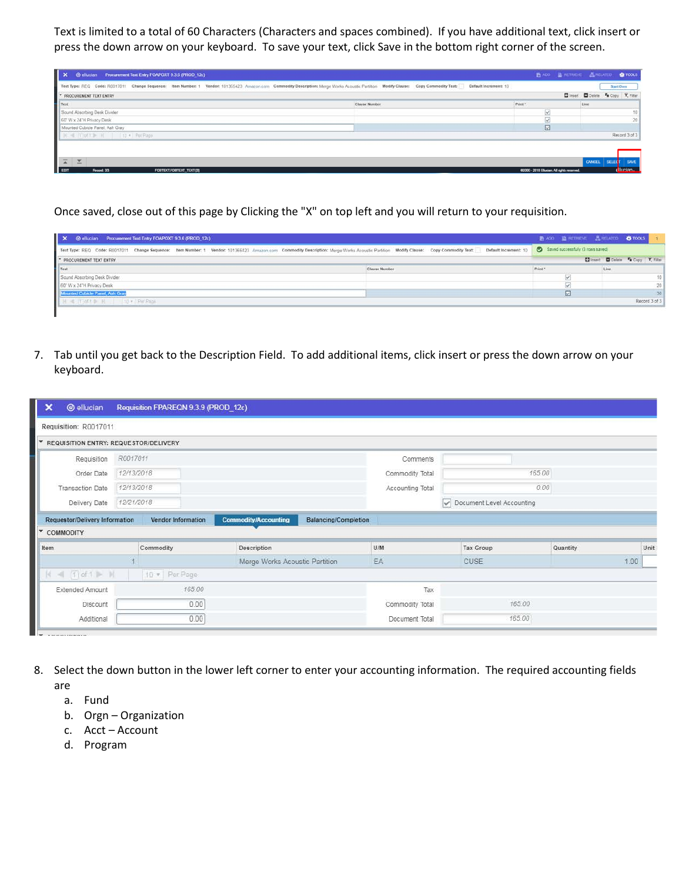Text is limited to a total of 60 Characters (Characters and spaces combined). If you have additional text, click insert or press the down arrow on your keyboard. To save your text, click Save in the bottom right corner of the screen.

Once saved, close out of this page by Clicking the "X" on top left and you will return to your requisition.

7. Tab until you get back to the Description Field. To add additional items, click insert or press the down arrow on your keyboard.

8. Select the down button in the lower left corner to enter your accounting information. The required accounting fields are
   a. Fund
   b. Orgn – Organization
   c. Acct – Account
   d. Program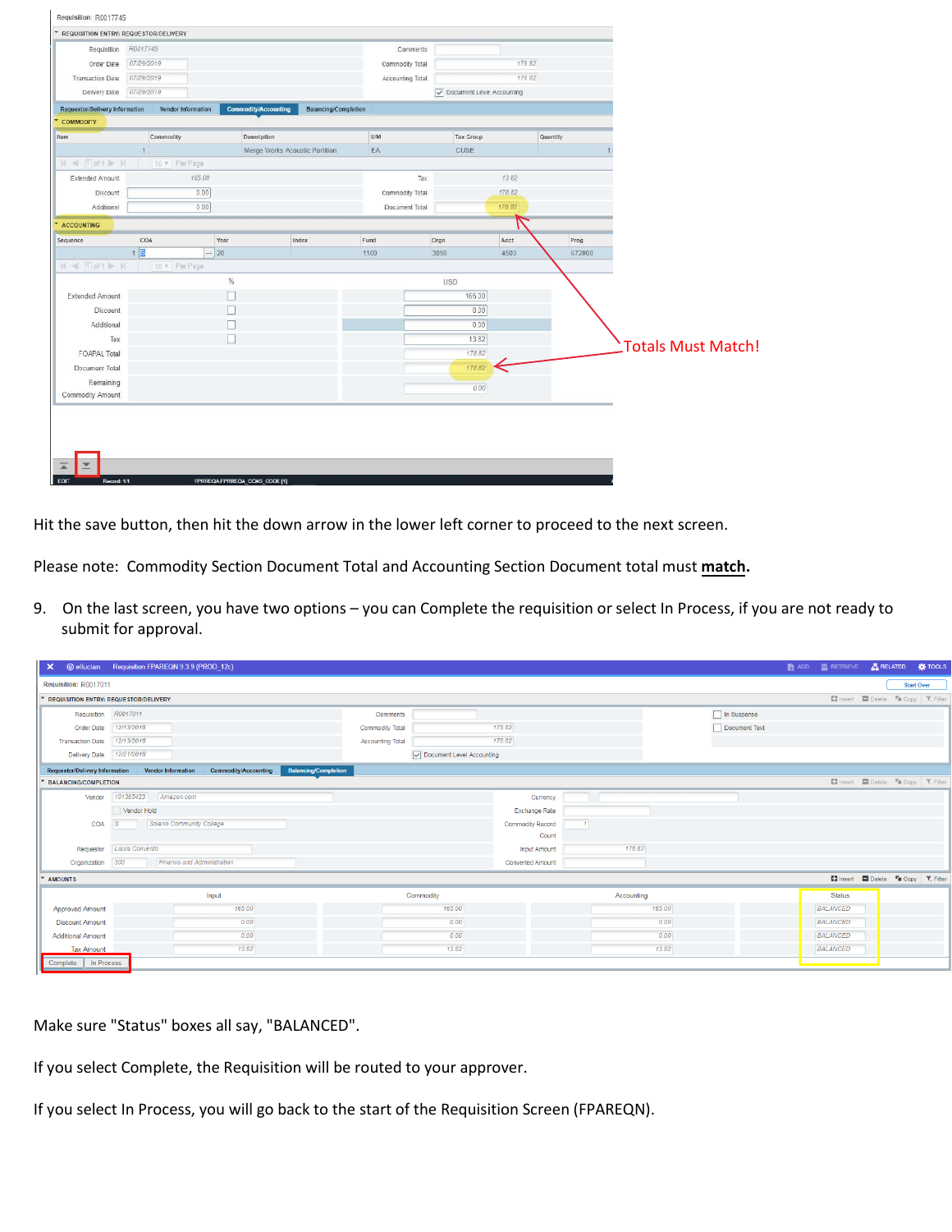Hit the save button, then hit the down arrow in the lower left corner to proceed to the next screen.

Please note: Commodity Section Document Total and Accounting Section Document total must **match.**

9. On the last screen, you have two options – you can Complete the requisition or select In Process, if you are not ready to submit for approval.

Make sure "Status" boxes all say, "BALANCED".

If you select Complete, the Requisition will be routed to your approver.

If you select In Process, you will go back to the start of the Requisition Screen (FPAREQN).